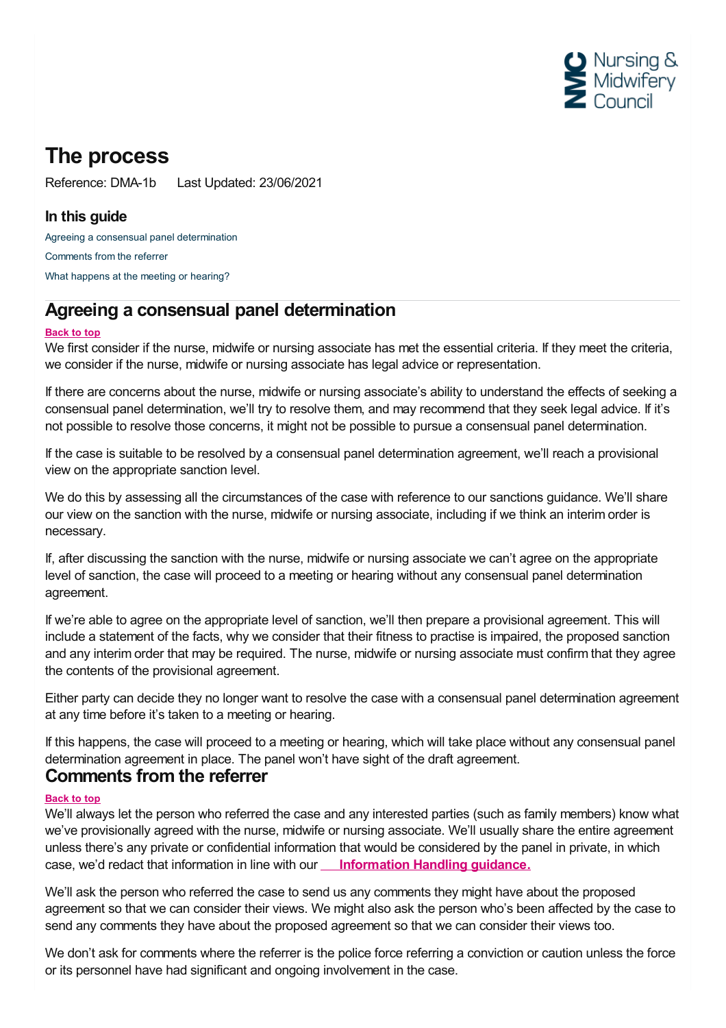# The process

Reference: DMA-1b Last Updated: 23/06/2021

### In this guide

Agreeing a consensual panel determination

Comments from the referrer

What happens at the meeting or hearing?

## Agreeing a consensual panel determination

Back to top

We first consider if the nurse, midwife or nursing associate has met the essential criteria. If they meet the criteria, we consider if the nurse, midwife or nursing associate has legal advice or representation.

If there are concerns about the nurse, midwife or nursing associate's ability to understand the effects of seeking a consensual panel determination, we'll try to resolve them, and may recommend that they seek legal advice. If it's not possible to resolve those concerns, it might not be possible to pursue a consensual panel determination.

If the case is suitable to be resolved by a consensual panel determination agreement, we'll reach a provisional view on the appropriate sanction level.

We do this by assessing all the circumstances of the case with reference to our sanctions guidance. We'll share our view on the sanction with the nurse, midwife or nursing associate, including if we think an interim order is necessary.

If, after discussing the sanction with the nurse, midwife or nursing associate we can't agree on the appropriate level of sanction, the case will proceed to a meeting or hearing without any consensual panel determination agreement.

If we're able to agree on the appropriate level of sanction, we'll then prepare a provisional agreement. This will include a statement of the facts, why we consider that their fitness to practise is impaired, the proposed sanction and any interim order that may be required. The nurse, midwife or nursing associate must confirm that they agree the contents of the provisional agreement.

Either party can decide they no longer want to resolve the case with a consensual panel determination agreement at any time before it's taken to a meeting or hearing.

If this happens, the case will proceed to a meeting or hearing, which will take place without any consensual panel determination agreement in place. The panel won't have sight of the draft agreement.

## Comments from the referrer

Back to top

We'll always let the person who referred the case and any interested parties (such as family members) know what we've provisionally agreed with the nurse, midwife or nursing associate. We'll usually share the entire agreement unless there's any private or confidential information that would be considered by the panel in private, in which case, we'd redact that information in line with our **Information Handling guidance.**

We'll ask the person who referred the case to send us any comments they might have about the proposed agreement so that we can consider their views. We might also ask the person who's been affected by the case to send any comments they have about the proposed agreement so that we can consider their views too.

We don't ask for comments where the referrer is the police force referring a conviction or caution unless the force or its personnel have had significant and ongoing involvement in the case.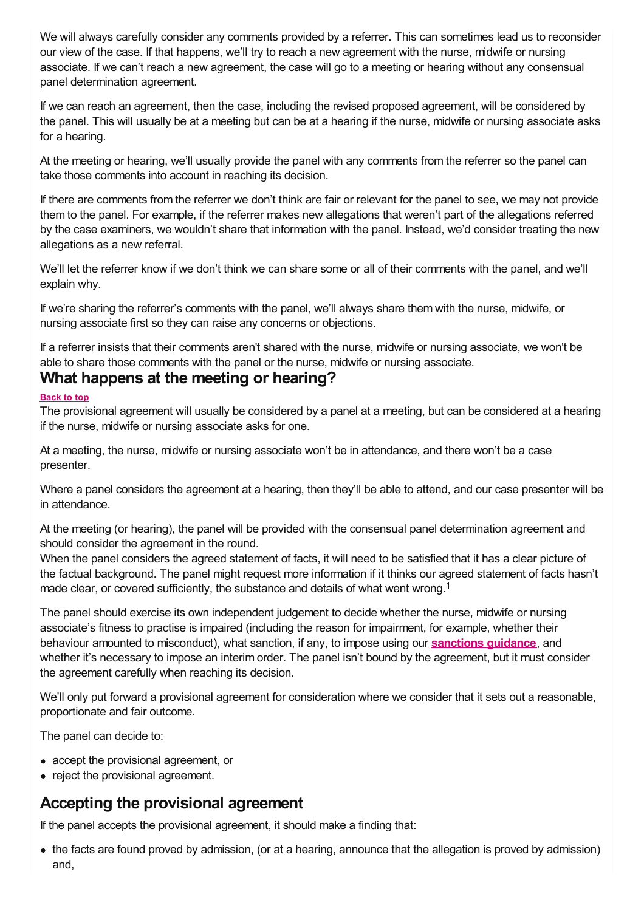We will always carefully consider any comments provided by a referrer. This can sometimes lead us to reconsider our view of the case. If that happens, we'll try to reach a new agreement with the nurse, midwife or nursing associate. If we can't reach a new agreement, the case will go to a meeting or hearing without any consensual panel determination agreement.

If we can reach an agreement, then the case, including the revised proposed agreement, will be considered by the panel. This will usually be at a meeting but can be at a hearing if the nurse, midwife or nursing associate asks for a hearing.

At the meeting or hearing, we'll usually provide the panel with any comments from the referrer so the panel can take those comments into account in reaching its decision.

If there are comments from the referrer we don't think are fair or relevant for the panel to see, we may not provide them to the panel. For example, if the referrer makes new allegations that weren't part of the allegations referred by the case examiners, we wouldn't share that information with the panel. Instead, we'd consider treating the new allegations as a new referral.

We'll let the referrer know if we don't think we can share some or all of their comments with the panel, and we'll explain why.

If we're sharing the referrer's comments with the panel, we'll always share them with the nurse, midwife, or nursing associate first so they can raise any concerns or objections.

If a referrer insists that their comments aren't shared with the nurse, midwife or nursing associate, we won't be able to share those comments with the panel or the nurse, midwife or nursing associate.

## What happens at the meeting or hearing?

**Back to top**

The provisional agreement will usually be considered by a panel at a meeting, but can be considered at a hearing if the nurse, midwife or nursing associate asks for one.

At a meeting, the nurse, midwife or nursing associate won't be in attendance, and there won't be a case presenter.

Where a panel considers the agreement at a hearing, then they'll be able to attend, and our case presenter will be in attendance.

At the meeting (or hearing), the panel will be provided with the consensual panel determination agreement and should consider the agreement in the round.

When the panel considers the agreed statement of facts, it will need to be satisfied that it has a clear picture of the factual background. The panel might request more information if it thinks our agreed statement of facts hasn't made clear, or covered sufficiently, the substance and details of what went wrong.[1]

The panel should exercise its own independent judgement to decide whether the nurse, midwife or nursing associate's fitness to practise is impaired (including the reason for impairment, for example, whether their behaviour amounted to misconduct), what sanction, if any, to impose using our **sanctions guidance**, and whether it's necessary to impose an interim order. The panel isn't bound by the agreement, but it must consider the agreement carefully when reaching its decision.

We'll only put forward a provisional agreement for consideration where we consider that it sets out a reasonable, proportionate and fair outcome.

The panel can decide to:

- accept the provisional agreement, or
- reject the provisional agreement.

## Accepting the provisional agreement

If the panel accepts the provisional agreement, it should make a finding that:

- the facts are found proved by admission, (or at a hearing, announce that the allegation is proved by admission) and,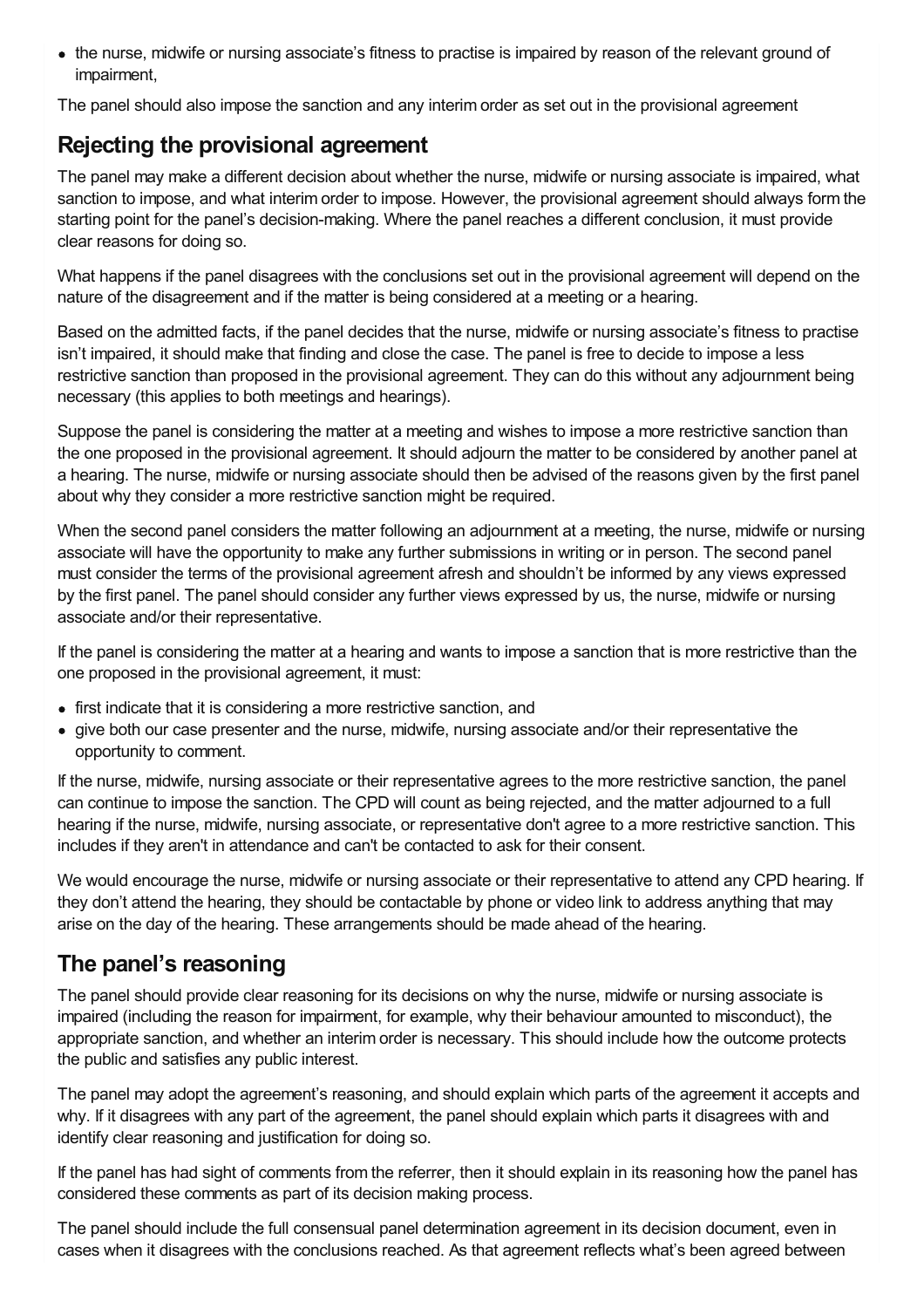- the nurse, midwife or nursing associate's fitness to practise is impaired by reason of the relevant ground of impairment,

The panel should also impose the sanction and any interim order as set out in the provisional agreement

## Rejecting the provisional agreement

The panel may make a different decision about whether the nurse, midwife or nursing associate is impaired, what sanction to impose, and what interim order to impose. However, the provisional agreement should always form the starting point for the panel's decision-making. Where the panel reaches a different conclusion, it must provide clear reasons for doing so.

What happens if the panel disagrees with the conclusions set out in the provisional agreement will depend on the nature of the disagreement and if the matter is being considered at a meeting or a hearing.

Based on the admitted facts, if the panel decides that the nurse, midwife or nursing associate's fitness to practise isn't impaired, it should make that finding and close the case. The panel is free to decide to impose a less restrictive sanction than proposed in the provisional agreement. They can do this without any adjournment being necessary (this applies to both meetings and hearings).

Suppose the panel is considering the matter at a meeting and wishes to impose a more restrictive sanction than the one proposed in the provisional agreement. It should adjourn the matter to be considered by another panel at a hearing. The nurse, midwife or nursing associate should then be advised of the reasons given by the first panel about why they consider a more restrictive sanction might be required.

When the second panel considers the matter following an adjournment at a meeting, the nurse, midwife or nursing associate will have the opportunity to make any further submissions in writing or in person. The second panel must consider the terms of the provisional agreement afresh and shouldn't be informed by any views expressed by the first panel. The panel should consider any further views expressed by us, the nurse, midwife or nursing associate and/or their representative.

If the panel is considering the matter at a hearing and wants to impose a sanction that is more restrictive than the one proposed in the provisional agreement, it must:

- first indicate that it is considering a more restrictive sanction, and
- give both our case presenter and the nurse, midwife, nursing associate and/or their representative the opportunity to comment.

If the nurse, midwife, nursing associate or their representative agrees to the more restrictive sanction, the panel can continue to impose the sanction. The CPD will count as being rejected, and the matter adjourned to a full hearing if the nurse, midwife, nursing associate, or representative don't agree to a more restrictive sanction. This includes if they aren't in attendance and can't be contacted to ask for their consent.

We would encourage the nurse, midwife or nursing associate or their representative to attend any CPD hearing. If they don't attend the hearing, they should be contactable by phone or video link to address anything that may arise on the day of the hearing. These arrangements should be made ahead of the hearing.

## The panel's reasoning

The panel should provide clear reasoning for its decisions on why the nurse, midwife or nursing associate is impaired (including the reason for impairment, for example, why their behaviour amounted to misconduct), the appropriate sanction, and whether an interim order is necessary. This should include how the outcome protects the public and satisfies any public interest.

The panel may adopt the agreement's reasoning, and should explain which parts of the agreement it accepts and why. If it disagrees with any part of the agreement, the panel should explain which parts it disagrees with and identify clear reasoning and justification for doing so.

If the panel has had sight of comments from the referrer, then it should explain in its reasoning how the panel has considered these comments as part of its decision making process.

The panel should include the full consensual panel determination agreement in its decision document, even in cases when it disagrees with the conclusions reached. As that agreement reflects what's been agreed between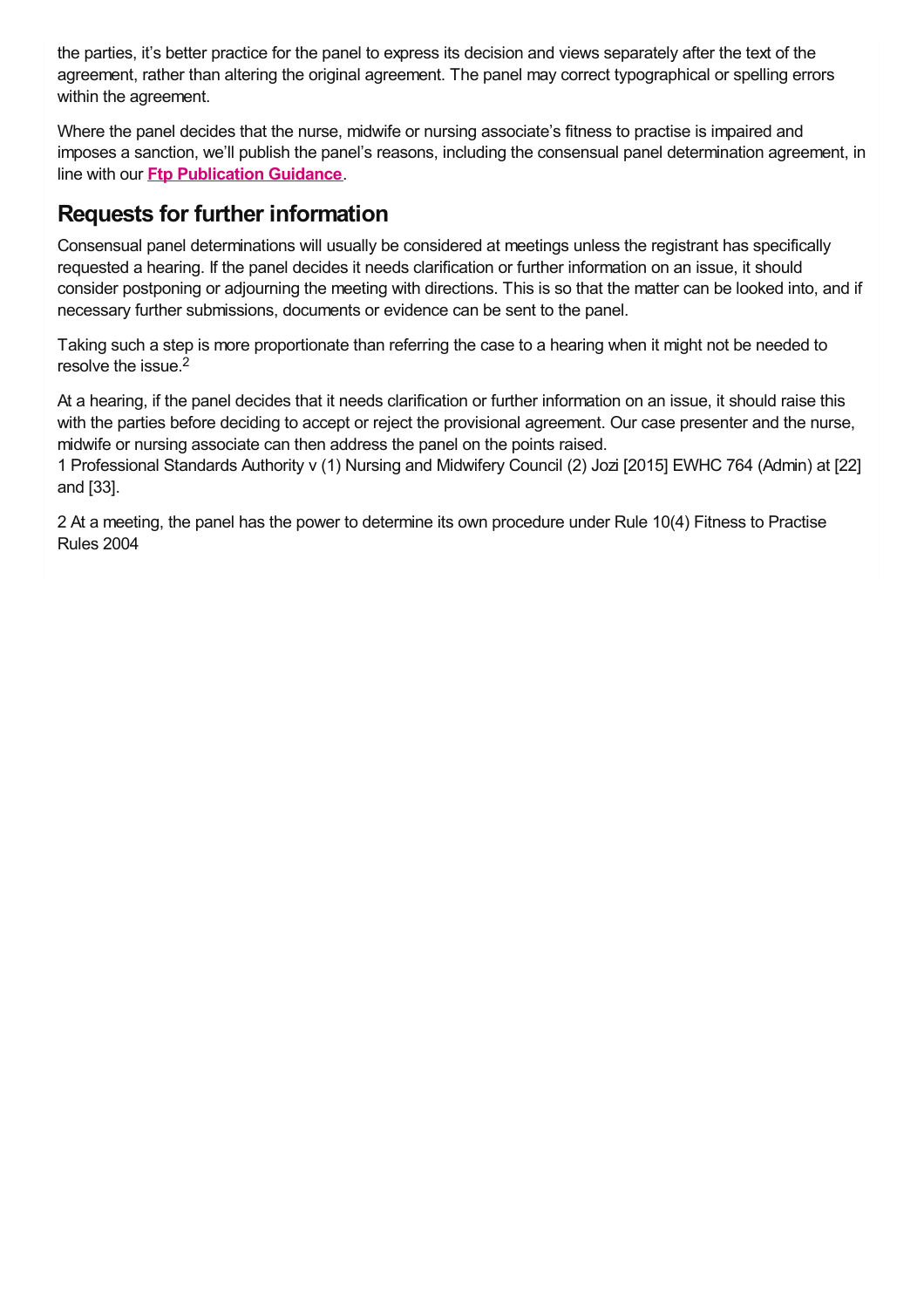the parties, it's better practice for the panel to express its decision and views separately after the text of the agreement, rather than altering the original agreement. The panel may correct typographical or spelling errors within the agreement.

Where the panel decides that the nurse, midwife or nursing associate's fitness to practise is impaired and imposes a sanction, we'll publish the panel's reasons, including the consensual panel determination agreement, in line with our **Ftp Publication Guidance**.

## Requests for further information

Consensual panel determinations will usually be considered at meetings unless the registrant has specifically requested a hearing. If the panel decides it needs clarification or further information on an issue, it should consider postponing or adjourning the meeting with directions. This is so that the matter can be looked into, and if necessary further submissions, documents or evidence can be sent to the panel.

Taking such a step is more proportionate than referring the case to a hearing when it might not be needed to resolve the issue.[2]

At a hearing, if the panel decides that it needs clarification or further information on an issue, it should raise this with the parties before deciding to accept or reject the provisional agreement. Our case presenter and the nurse, midwife or nursing associate can then address the panel on the points raised.

1 Professional Standards Authority v (1) Nursing and Midwifery Council (2) Jozi [2015] EWHC 764 (Admin) at [22] and [33].

2 At a meeting, the panel has the power to determine its own procedure under Rule 10(4) Fitness to Practise Rules 2004